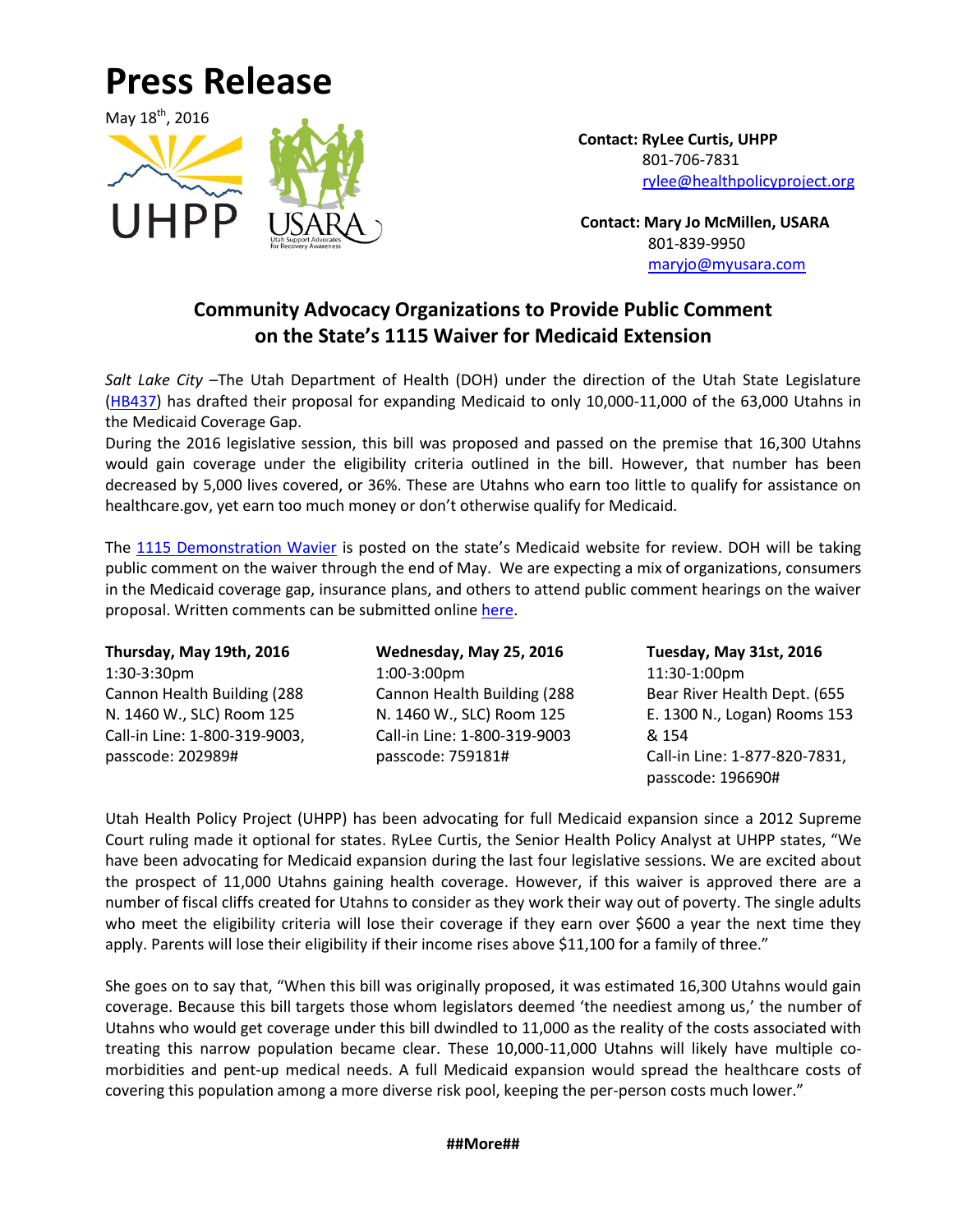# Press Release

May 18th, 2016

**Contact: RyLee Curtis, UHPP**
801-706-7831
rylee@healthpolicyproject.org

**Contact: Mary Jo McMillen, USARA**
801-839-9950
maryjo@myusara.com

## Community Advocacy Organizations to Provide Public Comment on the State's 1115 Waiver for Medicaid Extension

*Salt Lake City* –The Utah Department of Health (DOH) under the direction of the Utah State Legislature (HB437) has drafted their proposal for expanding Medicaid to only 10,000-11,000 of the 63,000 Utahns in the Medicaid Coverage Gap.

During the 2016 legislative session, this bill was proposed and passed on the premise that 16,300 Utahns would gain coverage under the eligibility criteria outlined in the bill. However, that number has been decreased by 5,000 lives covered, or 36%. These are Utahns who earn too little to qualify for assistance on healthcare.gov, yet earn too much money or don't otherwise qualify for Medicaid.

The 1115 Demonstration Wavier is posted on the state's Medicaid website for review. DOH will be taking public comment on the waiver through the end of May. We are expecting a mix of organizations, consumers in the Medicaid coverage gap, insurance plans, and others to attend public comment hearings on the waiver proposal. Written comments can be submitted online here.

**Thursday, May 19th, 2016**
1:30-3:30pm
Cannon Health Building (288 N. 1460 W., SLC) Room 125
Call-in Line: 1-800-319-9003, passcode: 202989#

**Wednesday, May 25, 2016**
1:00-3:00pm
Cannon Health Building (288 N. 1460 W., SLC) Room 125
Call-in Line: 1-800-319-9003
passcode: 759181#

**Tuesday, May 31st, 2016**
11:30-1:00pm
Bear River Health Dept. (655 E. 1300 N., Logan) Rooms 153 & 154
Call-in Line: 1-877-820-7831, passcode: 196690#

Utah Health Policy Project (UHPP) has been advocating for full Medicaid expansion since a 2012 Supreme Court ruling made it optional for states. RyLee Curtis, the Senior Health Policy Analyst at UHPP states, "We have been advocating for Medicaid expansion during the last four legislative sessions. We are excited about the prospect of 11,000 Utahns gaining health coverage. However, if this waiver is approved there are a number of fiscal cliffs created for Utahns to consider as they work their way out of poverty. The single adults who meet the eligibility criteria will lose their coverage if they earn over $600 a year the next time they apply. Parents will lose their eligibility if their income rises above $11,100 for a family of three."

She goes on to say that, "When this bill was originally proposed, it was estimated 16,300 Utahns would gain coverage. Because this bill targets those whom legislators deemed 'the neediest among us,' the number of Utahns who would get coverage under this bill dwindled to 11,000 as the reality of the costs associated with treating this narrow population became clear. These 10,000-11,000 Utahns will likely have multiple co-morbidities and pent-up medical needs. A full Medicaid expansion would spread the healthcare costs of covering this population among a more diverse risk pool, keeping the per-person costs much lower."

**##More##**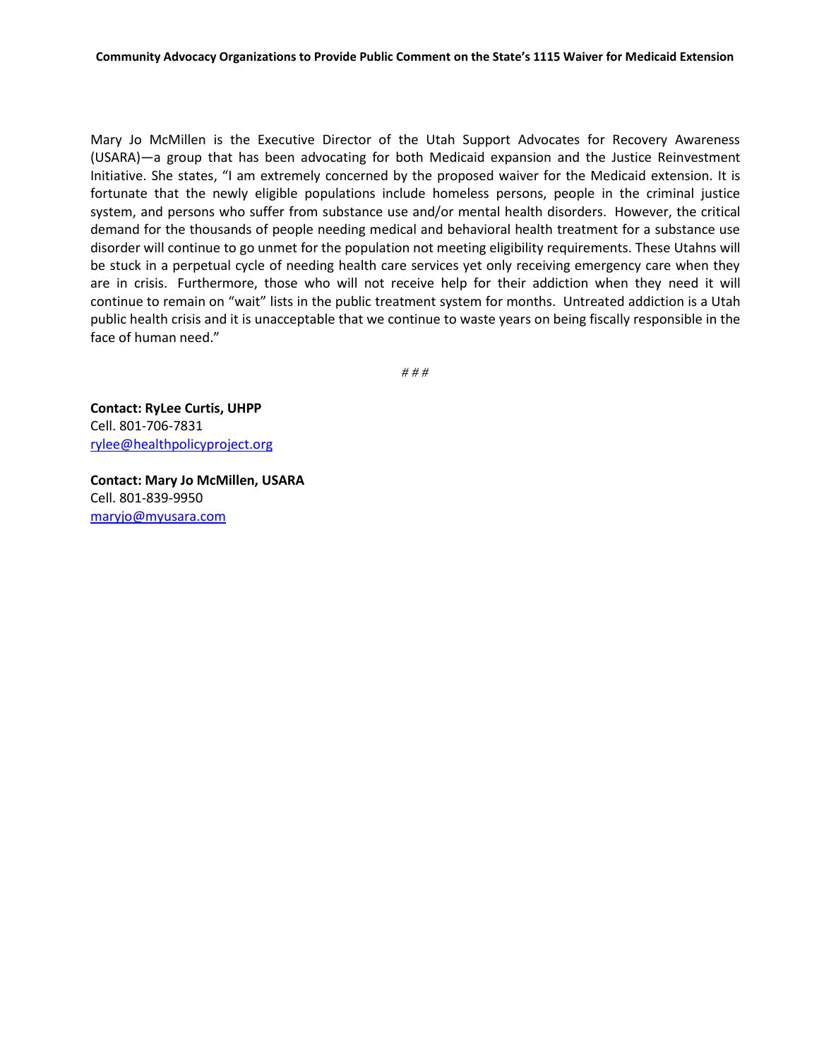Mary Jo McMillen is the Executive Director of the Utah Support Advocates for Recovery Awareness (USARA)—a group that has been advocating for both Medicaid expansion and the Justice Reinvestment Initiative. She states, "I am extremely concerned by the proposed waiver for the Medicaid extension. It is fortunate that the newly eligible populations include homeless persons, people in the criminal justice system, and persons who suffer from substance use and/or mental health disorders. However, the critical demand for the thousands of people needing medical and behavioral health treatment for a substance use disorder will continue to go unmet for the population not meeting eligibility requirements. These Utahns will be stuck in a perpetual cycle of needing health care services yet only receiving emergency care when they are in crisis. Furthermore, those who will not receive help for their addiction when they need it will continue to remain on "wait" lists in the public treatment system for months. Untreated addiction is a Utah public health crisis and it is unacceptable that we continue to waste years on being fiscally responsible in the face of human need."

# # #

**Contact: RyLee Curtis, UHPP**
Cell. 801-706-7831
rylee@healthpolicyproject.org

**Contact: Mary Jo McMillen, USARA**
Cell. 801-839-9950
maryjo@myusara.com